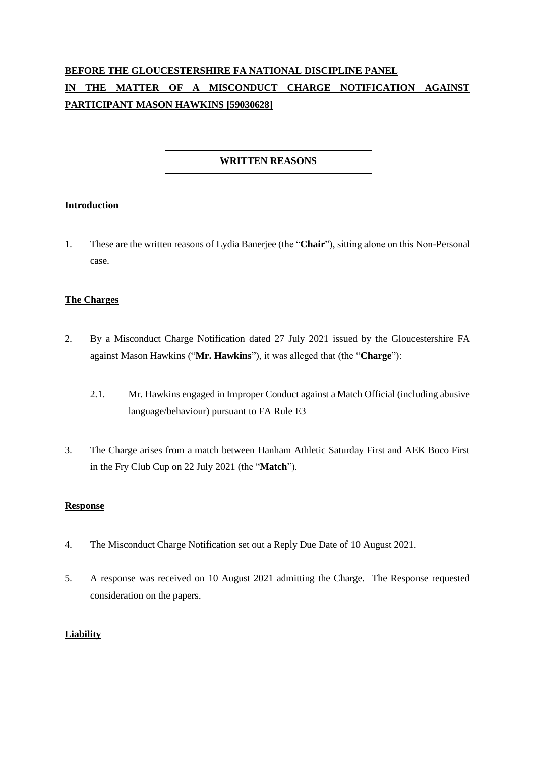**BEFORE THE GLOUCESTERSHIRE FA NATIONAL DISCIPLINE PANEL**

**IN THE MATTER OF A MISCONDUCT CHARGE NOTIFICATION AGAINST PARTICIPANT MASON HAWKINS [59030628]**

---

**WRITTEN REASONS**

---

## Introduction

1. These are the written reasons of Lydia Banerjee (the "**Chair**"), sitting alone on this Non-Personal case.

## The Charges

2. By a Misconduct Charge Notification dated 27 July 2021 issued by the Gloucestershire FA against Mason Hawkins ("**Mr. Hawkins**"), it was alleged that (the "**Charge**"):

   2.1. Mr. Hawkins engaged in Improper Conduct against a Match Official (including abusive language/behaviour) pursuant to FA Rule E3

3. The Charge arises from a match between Hanham Athletic Saturday First and AEK Boco First in the Fry Club Cup on 22 July 2021 (the "**Match**").

## Response

4. The Misconduct Charge Notification set out a Reply Due Date of 10 August 2021.

5. A response was received on 10 August 2021 admitting the Charge. The Response requested consideration on the papers.

## Liability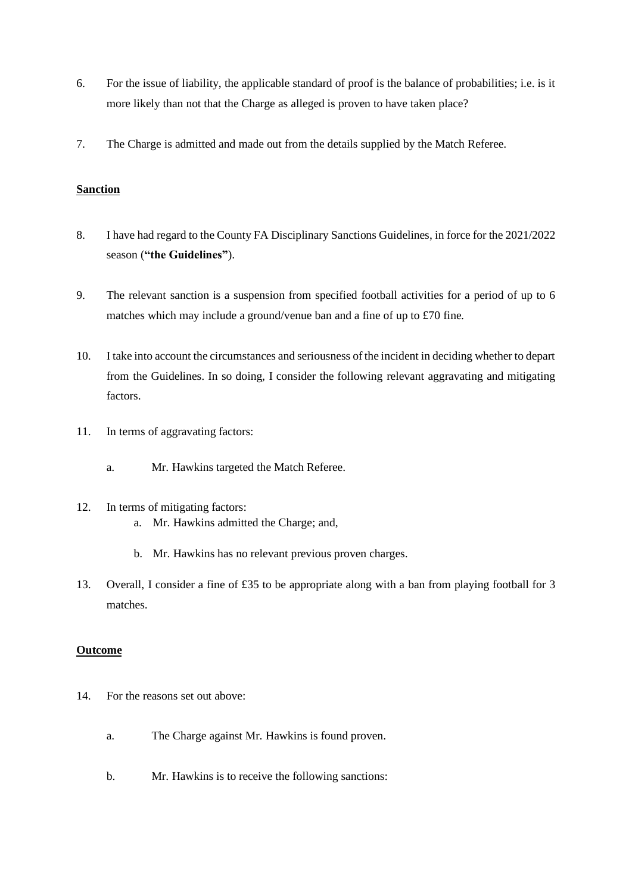6. For the issue of liability, the applicable standard of proof is the balance of probabilities; i.e. is it more likely than not that the Charge as alleged is proven to have taken place?

7. The Charge is admitted and made out from the details supplied by the Match Referee.

**Sanction**

8. I have had regard to the County FA Disciplinary Sanctions Guidelines, in force for the 2021/2022 season (**"the Guidelines"**).

9. The relevant sanction is a suspension from specified football activities for a period of up to 6 matches which may include a ground/venue ban and a fine of up to £70 fine.

10. I take into account the circumstances and seriousness of the incident in deciding whether to depart from the Guidelines. In so doing, I consider the following relevant aggravating and mitigating factors.

11. In terms of aggravating factors:

    a. Mr. Hawkins targeted the Match Referee.

12. In terms of mitigating factors:

    a. Mr. Hawkins admitted the Charge; and,

    b. Mr. Hawkins has no relevant previous proven charges.

13. Overall, I consider a fine of £35 to be appropriate along with a ban from playing football for 3 matches.

**Outcome**

14. For the reasons set out above:

    a. The Charge against Mr. Hawkins is found proven.

    b. Mr. Hawkins is to receive the following sanctions: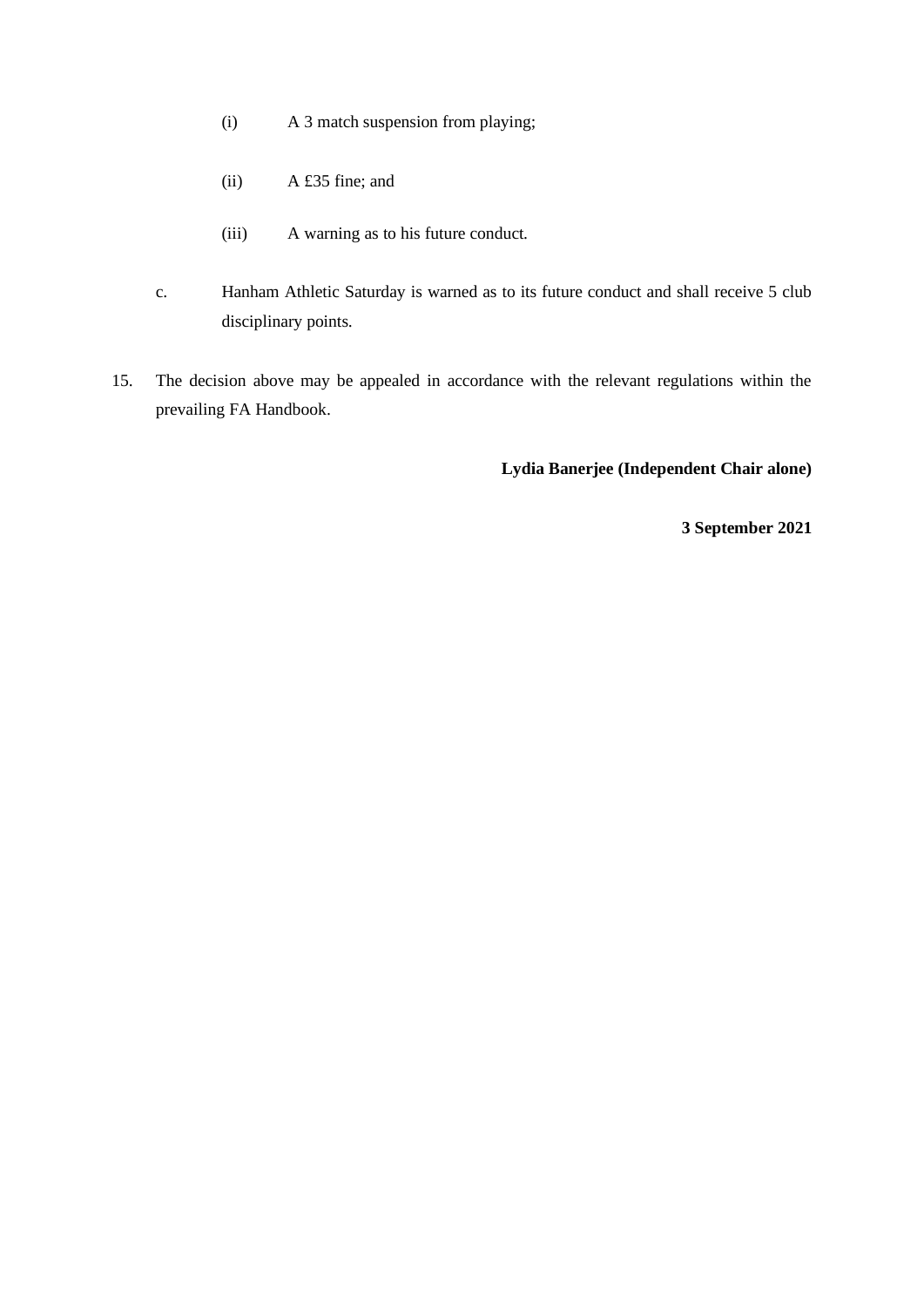(i) A 3 match suspension from playing;

(ii) A £35 fine; and

(iii) A warning as to his future conduct.

c. Hanham Athletic Saturday is warned as to its future conduct and shall receive 5 club disciplinary points.

15. The decision above may be appealed in accordance with the relevant regulations within the prevailing FA Handbook.

**Lydia Banerjee (Independent Chair alone)**

**3 September 2021**